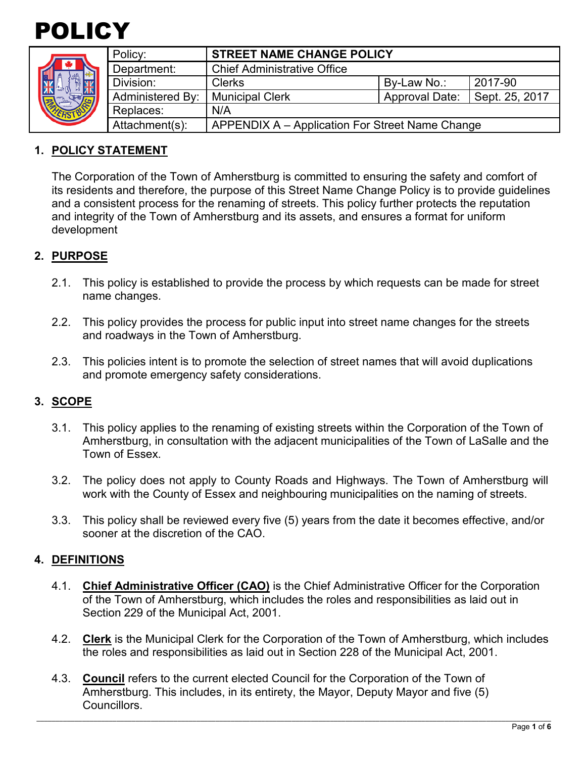# POLICY

| | | | | |
|---|---|---|---|---|
| Policy: | **STREET NAME CHANGE POLICY** | | | |
| Department: | Chief Administrative Office | | | |
| Division: | Clerks | | By-Law No.: | 2017-90 |
| Administered By: | Municipal Clerk | | Approval Date: | Sept. 25, 2017 |
| Replaces: | N/A | | | |
| Attachment(s): | APPENDIX A – Application For Street Name Change | | | |

## 1. POLICY STATEMENT

The Corporation of the Town of Amherstburg is committed to ensuring the safety and comfort of its residents and therefore, the purpose of this Street Name Change Policy is to provide guidelines and a consistent process for the renaming of streets. This policy further protects the reputation and integrity of the Town of Amherstburg and its assets, and ensures a format for uniform development

## 2. PURPOSE

2.1. This policy is established to provide the process by which requests can be made for street name changes.

2.2. This policy provides the process for public input into street name changes for the streets and roadways in the Town of Amherstburg.

2.3. This policies intent is to promote the selection of street names that will avoid duplications and promote emergency safety considerations.

## 3. SCOPE

3.1. This policy applies to the renaming of existing streets within the Corporation of the Town of Amherstburg, in consultation with the adjacent municipalities of the Town of LaSalle and the Town of Essex.

3.2. The policy does not apply to County Roads and Highways. The Town of Amherstburg will work with the County of Essex and neighbouring municipalities on the naming of streets.

3.3. This policy shall be reviewed every five (5) years from the date it becomes effective, and/or sooner at the discretion of the CAO.

## 4. DEFINITIONS

4.1. **Chief Administrative Officer (CAO)** is the Chief Administrative Officer for the Corporation of the Town of Amherstburg, which includes the roles and responsibilities as laid out in Section 229 of the Municipal Act, 2001.

4.2. **Clerk** is the Municipal Clerk for the Corporation of the Town of Amherstburg, which includes the roles and responsibilities as laid out in Section 228 of the Municipal Act, 2001.

4.3. **Council** refers to the current elected Council for the Corporation of the Town of Amherstburg. This includes, in its entirety, the Mayor, Deputy Mayor and five (5) Councillors.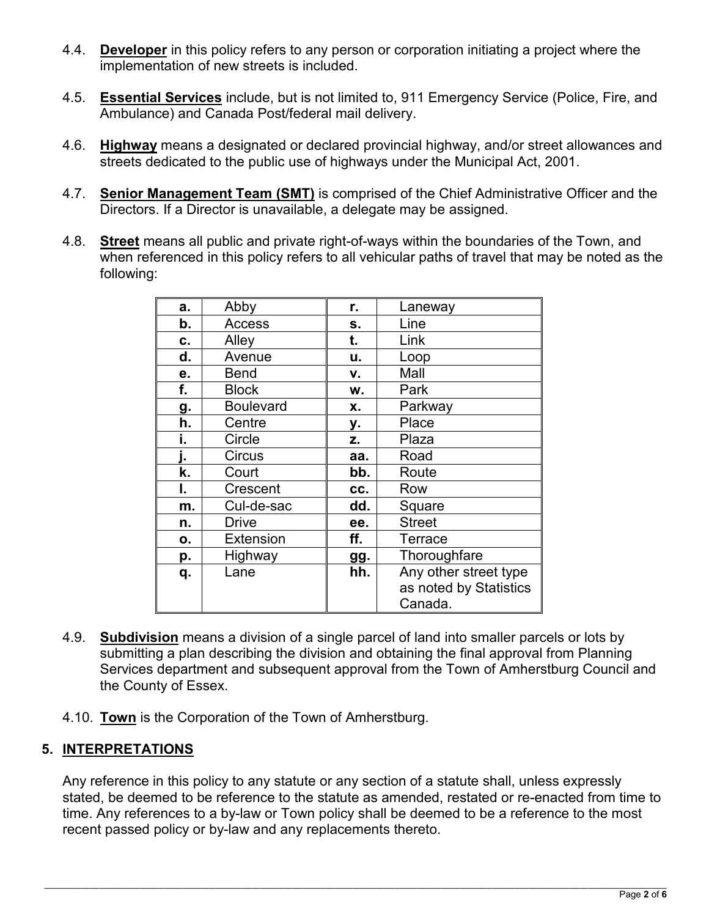4.4. **Developer** in this policy refers to any person or corporation initiating a project where the implementation of new streets is included.

4.5. **Essential Services** include, but is not limited to, 911 Emergency Service (Police, Fire, and Ambulance) and Canada Post/federal mail delivery.

4.6. **Highway** means a designated or declared provincial highway, and/or street allowances and streets dedicated to the public use of highways under the Municipal Act, 2001.

4.7. **Senior Management Team (SMT)** is comprised of the Chief Administrative Officer and the Directors. If a Director is unavailable, a delegate may be assigned.

4.8. **Street** means all public and private right-of-ways within the boundaries of the Town, and when referenced in this policy refers to all vehicular paths of travel that may be noted as the following:

| | | | |
|---|---|---|---|
| **a.** | Abby | **r.** | Laneway |
| **b.** | Access | **s.** | Line |
| **c.** | Alley | **t.** | Link |
| **d.** | Avenue | **u.** | Loop |
| **e.** | Bend | **v.** | Mall |
| **f.** | Block | **w.** | Park |
| **g.** | Boulevard | **x.** | Parkway |
| **h.** | Centre | **y.** | Place |
| **i.** | Circle | **z.** | Plaza |
| **j.** | Circus | **aa.** | Road |
| **k.** | Court | **bb.** | Route |
| **l.** | Crescent | **cc.** | Row |
| **m.** | Cul-de-sac | **dd.** | Square |
| **n.** | Drive | **ee.** | Street |
| **o.** | Extension | **ff.** | Terrace |
| **p.** | Highway | **gg.** | Thoroughfare |
| **q.** | Lane | **hh.** | Any other street type as noted by Statistics Canada. |

4.9. **Subdivision** means a division of a single parcel of land into smaller parcels or lots by submitting a plan describing the division and obtaining the final approval from Planning Services department and subsequent approval from the Town of Amherstburg Council and the County of Essex.

4.10. **Town** is the Corporation of the Town of Amherstburg.

## 5. INTERPRETATIONS

Any reference in this policy to any statute or any section of a statute shall, unless expressly stated, be deemed to be reference to the statute as amended, restated or re-enacted from time to time. Any references to a by-law or Town policy shall be deemed to be a reference to the most recent passed policy or by-law and any replacements thereto.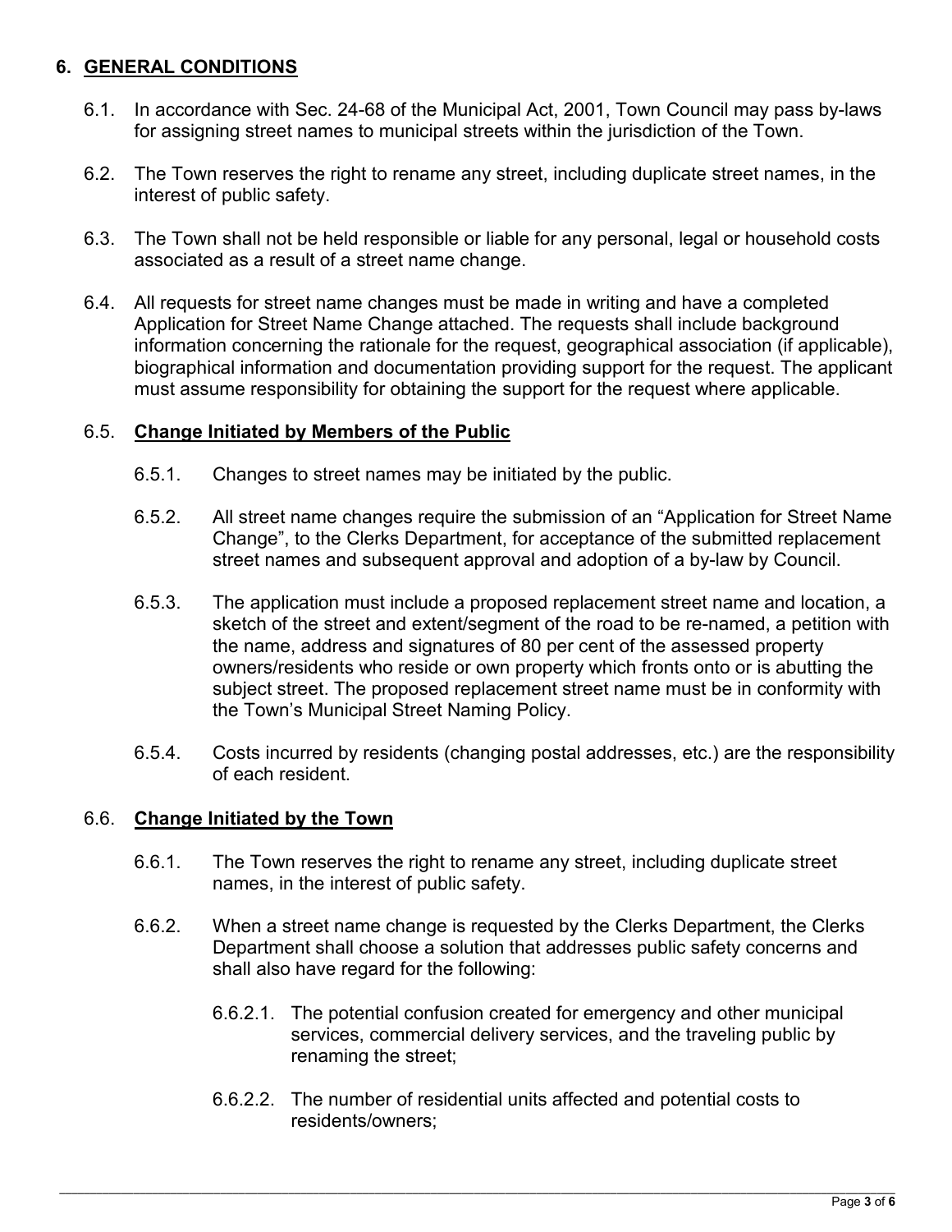## 6. GENERAL CONDITIONS

6.1. In accordance with Sec. 24-68 of the Municipal Act, 2001, Town Council may pass by-laws for assigning street names to municipal streets within the jurisdiction of the Town.

6.2. The Town reserves the right to rename any street, including duplicate street names, in the interest of public safety.

6.3. The Town shall not be held responsible or liable for any personal, legal or household costs associated as a result of a street name change.

6.4. All requests for street name changes must be made in writing and have a completed Application for Street Name Change attached. The requests shall include background information concerning the rationale for the request, geographical association (if applicable), biographical information and documentation providing support for the request. The applicant must assume responsibility for obtaining the support for the request where applicable.

### 6.5. Change Initiated by Members of the Public

6.5.1. Changes to street names may be initiated by the public.

6.5.2. All street name changes require the submission of an "Application for Street Name Change", to the Clerks Department, for acceptance of the submitted replacement street names and subsequent approval and adoption of a by-law by Council.

6.5.3. The application must include a proposed replacement street name and location, a sketch of the street and extent/segment of the road to be re-named, a petition with the name, address and signatures of 80 per cent of the assessed property owners/residents who reside or own property which fronts onto or is abutting the subject street. The proposed replacement street name must be in conformity with the Town's Municipal Street Naming Policy.

6.5.4. Costs incurred by residents (changing postal addresses, etc.) are the responsibility of each resident.

### 6.6. Change Initiated by the Town

6.6.1. The Town reserves the right to rename any street, including duplicate street names, in the interest of public safety.

6.6.2. When a street name change is requested by the Clerks Department, the Clerks Department shall choose a solution that addresses public safety concerns and shall also have regard for the following:

6.6.2.1. The potential confusion created for emergency and other municipal services, commercial delivery services, and the traveling public by renaming the street;

6.6.2.2. The number of residential units affected and potential costs to residents/owners;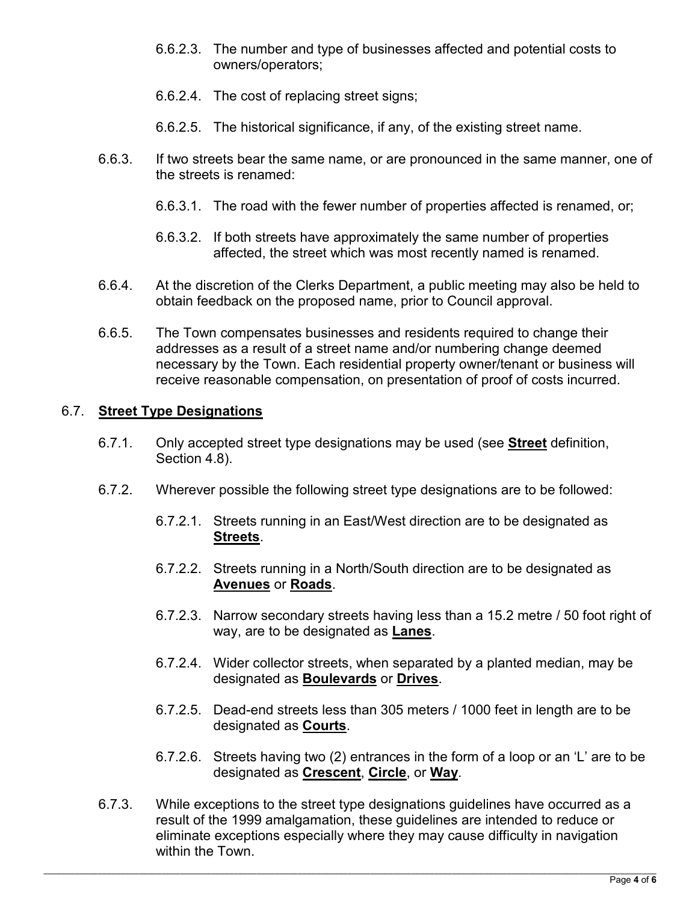6.6.2.3. The number and type of businesses affected and potential costs to owners/operators;

6.6.2.4. The cost of replacing street signs;

6.6.2.5. The historical significance, if any, of the existing street name.

6.6.3. If two streets bear the same name, or are pronounced in the same manner, one of the streets is renamed:

6.6.3.1. The road with the fewer number of properties affected is renamed, or;

6.6.3.2. If both streets have approximately the same number of properties affected, the street which was most recently named is renamed.

6.6.4. At the discretion of the Clerks Department, a public meeting may also be held to obtain feedback on the proposed name, prior to Council approval.

6.6.5. The Town compensates businesses and residents required to change their addresses as a result of a street name and/or numbering change deemed necessary by the Town. Each residential property owner/tenant or business will receive reasonable compensation, on presentation of proof of costs incurred.

## 6.7. **Street Type Designations**

6.7.1. Only accepted street type designations may be used (see **Street** definition, Section 4.8).

6.7.2. Wherever possible the following street type designations are to be followed:

6.7.2.1. Streets running in an East/West direction are to be designated as **Streets**.

6.7.2.2. Streets running in a North/South direction are to be designated as **Avenues** or **Roads**.

6.7.2.3. Narrow secondary streets having less than a 15.2 metre / 50 foot right of way, are to be designated as **Lanes**.

6.7.2.4. Wider collector streets, when separated by a planted median, may be designated as **Boulevards** or **Drives**.

6.7.2.5. Dead-end streets less than 305 meters / 1000 feet in length are to be designated as **Courts**.

6.7.2.6. Streets having two (2) entrances in the form of a loop or an 'L' are to be designated as **Crescent**, **Circle**, or **Way**.

6.7.3. While exceptions to the street type designations guidelines have occurred as a result of the 1999 amalgamation, these guidelines are intended to reduce or eliminate exceptions especially where they may cause difficulty in navigation within the Town.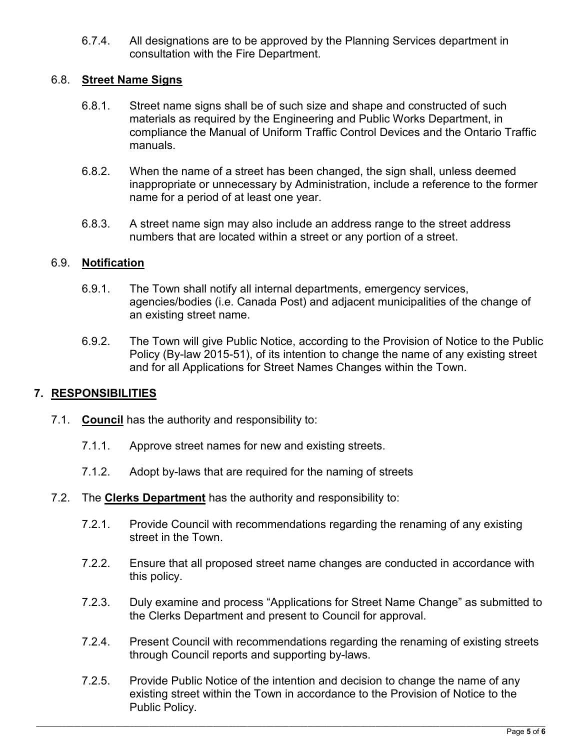6.7.4. All designations are to be approved by the Planning Services department in consultation with the Fire Department.

### 6.8. **Street Name Signs**

6.8.1. Street name signs shall be of such size and shape and constructed of such materials as required by the Engineering and Public Works Department, in compliance the Manual of Uniform Traffic Control Devices and the Ontario Traffic manuals.

6.8.2. When the name of a street has been changed, the sign shall, unless deemed inappropriate or unnecessary by Administration, include a reference to the former name for a period of at least one year.

6.8.3. A street name sign may also include an address range to the street address numbers that are located within a street or any portion of a street.

### 6.9. **Notification**

6.9.1. The Town shall notify all internal departments, emergency services, agencies/bodies (i.e. Canada Post) and adjacent municipalities of the change of an existing street name.

6.9.2. The Town will give Public Notice, according to the Provision of Notice to the Public Policy (By-law 2015-51), of its intention to change the name of any existing street and for all Applications for Street Names Changes within the Town.

## 7. **RESPONSIBILITIES**

7.1. **Council** has the authority and responsibility to:

7.1.1. Approve street names for new and existing streets.

7.1.2. Adopt by-laws that are required for the naming of streets

7.2. The **Clerks Department** has the authority and responsibility to:

7.2.1. Provide Council with recommendations regarding the renaming of any existing street in the Town.

7.2.2. Ensure that all proposed street name changes are conducted in accordance with this policy.

7.2.3. Duly examine and process "Applications for Street Name Change" as submitted to the Clerks Department and present to Council for approval.

7.2.4. Present Council with recommendations regarding the renaming of existing streets through Council reports and supporting by-laws.

7.2.5. Provide Public Notice of the intention and decision to change the name of any existing street within the Town in accordance to the Provision of Notice to the Public Policy.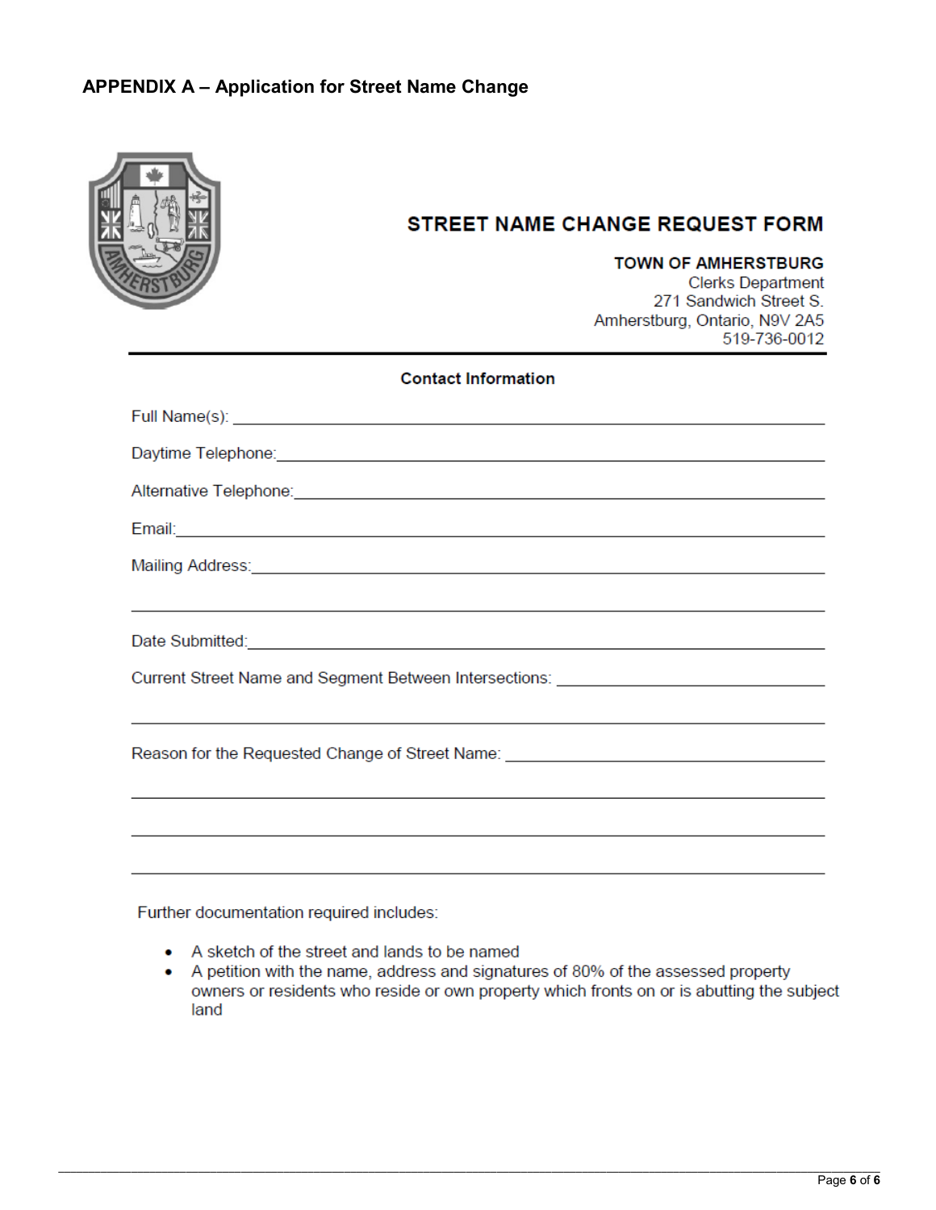## APPENDIX A – Application for Street Name Change

# STREET NAME CHANGE REQUEST FORM

**TOWN OF AMHERSTBURG**
Clerks Department
271 Sandwich Street S.
Amherstburg, Ontario, N9V 2A5
519-736-0012

---

**Contact Information**

Full Name(s): ______________________________________________

Daytime Telephone: ______________________________________________

Alternative Telephone: ______________________________________________

Email: ______________________________________________

Mailing Address: ______________________________________________

______________________________________________

Date Submitted: ______________________________________________

Current Street Name and Segment Between Intersections: ______________________

______________________________________________

Reason for the Requested Change of Street Name: ______________________

______________________________________________

______________________________________________

______________________________________________

Further documentation required includes:

- A sketch of the street and lands to be named
- A petition with the name, address and signatures of 80% of the assessed property owners or residents who reside or own property which fronts on or is abutting the subject land